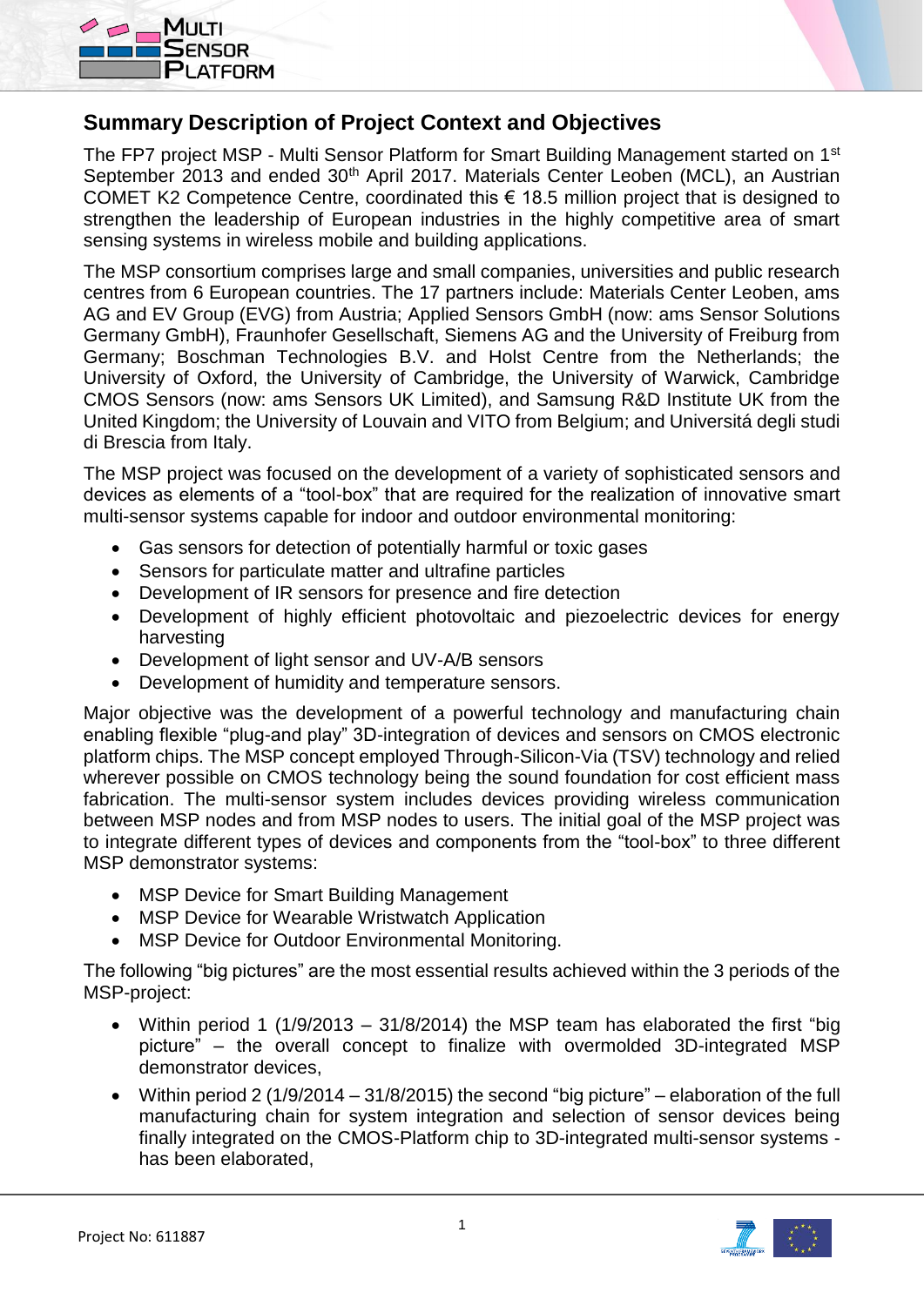## Summary Description of Project Context and Objectives

The FP7 project MSP - Multi Sensor Platform for Smart Building Management started on 1st September 2013 and ended 30th April 2017. Materials Center Leoben (MCL), an Austrian COMET K2 Competence Centre, coordinated this € 18.5 million project that is designed to strengthen the leadership of European industries in the highly competitive area of smart sensing systems in wireless mobile and building applications.

The MSP consortium comprises large and small companies, universities and public research centres from 6 European countries. The 17 partners include: Materials Center Leoben, ams AG and EV Group (EVG) from Austria; Applied Sensors GmbH (now: ams Sensor Solutions Germany GmbH), Fraunhofer Gesellschaft, Siemens AG and the University of Freiburg from Germany; Boschman Technologies B.V. and Holst Centre from the Netherlands; the University of Oxford, the University of Cambridge, the University of Warwick, Cambridge CMOS Sensors (now: ams Sensors UK Limited), and Samsung R&D Institute UK from the United Kingdom; the University of Louvain and VITO from Belgium; and Universitá degli studi di Brescia from Italy.

The MSP project was focused on the development of a variety of sophisticated sensors and devices as elements of a "tool-box" that are required for the realization of innovative smart multi-sensor systems capable for indoor and outdoor environmental monitoring:

- Gas sensors for detection of potentially harmful or toxic gases
- Sensors for particulate matter and ultrafine particles
- Development of IR sensors for presence and fire detection
- Development of highly efficient photovoltaic and piezoelectric devices for energy harvesting
- Development of light sensor and UV-A/B sensors
- Development of humidity and temperature sensors.

Major objective was the development of a powerful technology and manufacturing chain enabling flexible "plug-and play" 3D-integration of devices and sensors on CMOS electronic platform chips. The MSP concept employed Through-Silicon-Via (TSV) technology and relied wherever possible on CMOS technology being the sound foundation for cost efficient mass fabrication. The multi-sensor system includes devices providing wireless communication between MSP nodes and from MSP nodes to users. The initial goal of the MSP project was to integrate different types of devices and components from the "tool-box" to three different MSP demonstrator systems:

- MSP Device for Smart Building Management
- MSP Device for Wearable Wristwatch Application
- MSP Device for Outdoor Environmental Monitoring.

The following "big pictures" are the most essential results achieved within the 3 periods of the MSP-project:

- Within period 1 (1/9/2013 – 31/8/2014) the MSP team has elaborated the first "big picture" – the overall concept to finalize with overmolded 3D-integrated MSP demonstrator devices,
- Within period 2 (1/9/2014 – 31/8/2015) the second "big picture" – elaboration of the full manufacturing chain for system integration and selection of sensor devices being finally integrated on the CMOS-Platform chip to 3D-integrated multi-sensor systems - has been elaborated,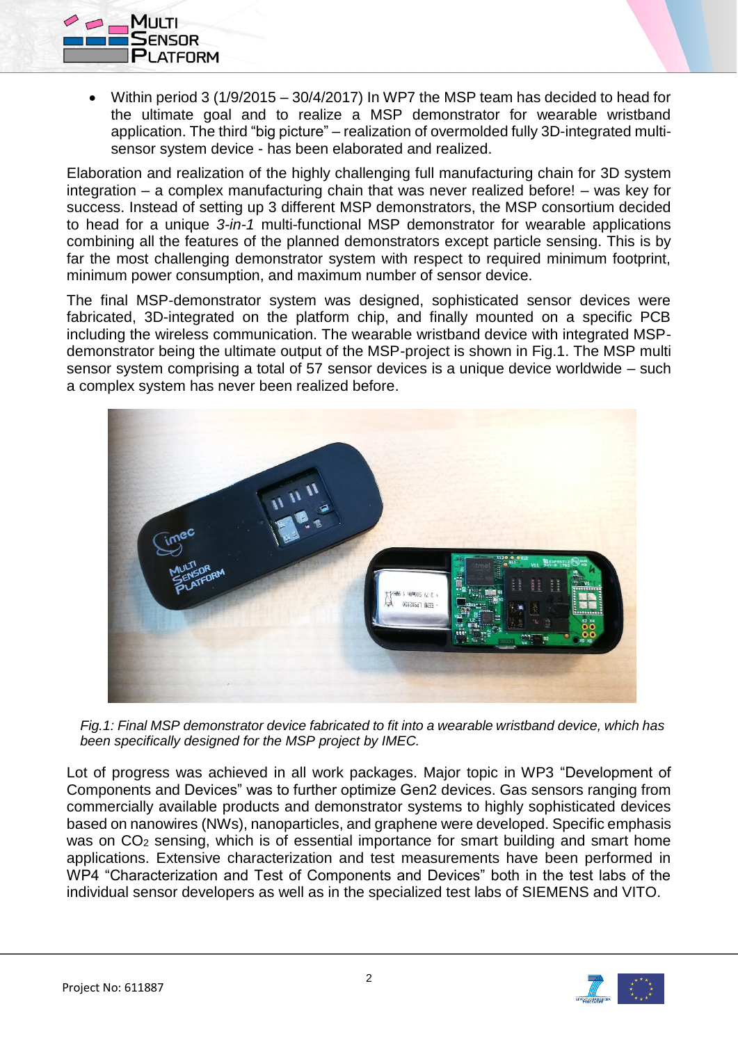- Within period 3 (1/9/2015 – 30/4/2017) In WP7 the MSP team has decided to head for the ultimate goal and to realize a MSP demonstrator for wearable wristband application. The third "big picture" – realization of overmolded fully 3D-integrated multi-sensor system device - has been elaborated and realized.

Elaboration and realization of the highly challenging full manufacturing chain for 3D system integration – a complex manufacturing chain that was never realized before! – was key for success. Instead of setting up 3 different MSP demonstrators, the MSP consortium decided to head for a unique *3-in-1* multi-functional MSP demonstrator for wearable applications combining all the features of the planned demonstrators except particle sensing. This is by far the most challenging demonstrator system with respect to required minimum footprint, minimum power consumption, and maximum number of sensor device.

The final MSP-demonstrator system was designed, sophisticated sensor devices were fabricated, 3D-integrated on the platform chip, and finally mounted on a specific PCB including the wireless communication. The wearable wristband device with integrated MSP-demonstrator being the ultimate output of the MSP-project is shown in Fig.1. The MSP multi sensor system comprising a total of 57 sensor devices is a unique device worldwide – such a complex system has never been realized before.

*Fig.1: Final MSP demonstrator device fabricated to fit into a wearable wristband device, which has been specifically designed for the MSP project by IMEC.*

Lot of progress was achieved in all work packages. Major topic in WP3 "Development of Components and Devices" was to further optimize Gen2 devices. Gas sensors ranging from commercially available products and demonstrator systems to highly sophisticated devices based on nanowires (NWs), nanoparticles, and graphene were developed. Specific emphasis was on $CO_2$ sensing, which is of essential importance for smart building and smart home applications. Extensive characterization and test measurements have been performed in WP4 "Characterization and Test of Components and Devices" both in the test labs of the individual sensor developers as well as in the specialized test labs of SIEMENS and VITO.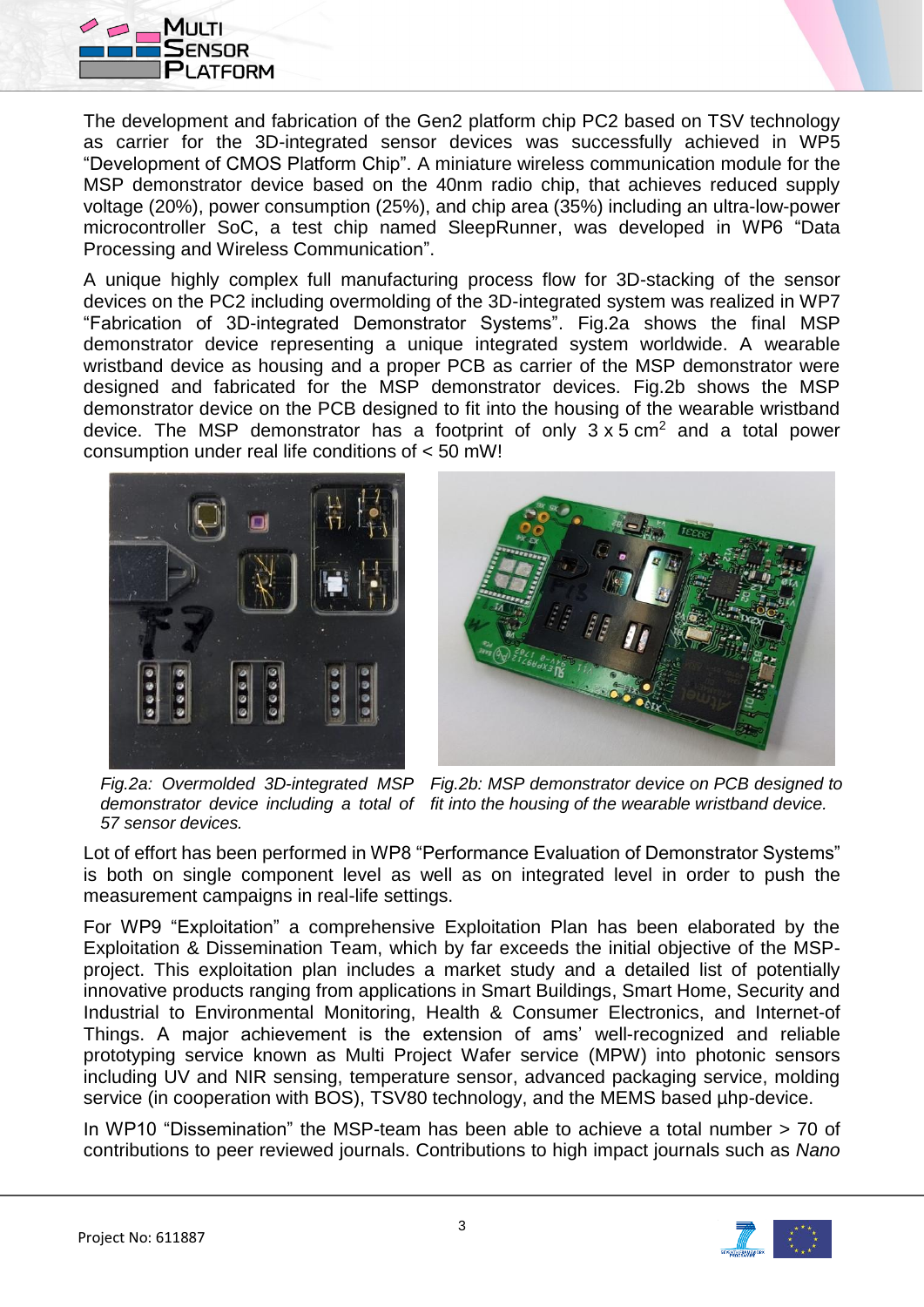The development and fabrication of the Gen2 platform chip PC2 based on TSV technology as carrier for the 3D-integrated sensor devices was successfully achieved in WP5 “Development of CMOS Platform Chip”. A miniature wireless communication module for the MSP demonstrator device based on the 40nm radio chip, that achieves reduced supply voltage (20%), power consumption (25%), and chip area (35%) including an ultra-low-power microcontroller SoC, a test chip named SleepRunner, was developed in WP6 “Data Processing and Wireless Communication”.

A unique highly complex full manufacturing process flow for 3D-stacking of the sensor devices on the PC2 including overmolding of the 3D-integrated system was realized in WP7 “Fabrication of 3D-integrated Demonstrator Systems”. Fig.2a shows the final MSP demonstrator device representing a unique integrated system worldwide. A wearable wristband device as housing and a proper PCB as carrier of the MSP demonstrator were designed and fabricated for the MSP demonstrator devices. Fig.2b shows the MSP demonstrator device on the PCB designed to fit into the housing of the wearable wristband device. The MSP demonstrator has a footprint of only 3 x 5 $cm^2$ and a total power consumption under real life conditions of < 50 mW!

*Fig.2a: Overmolded 3D-integrated MSP demonstrator device including a total of 57 sensor devices.*

*Fig.2b: MSP demonstrator device on PCB designed to fit into the housing of the wearable wristband device.*

Lot of effort has been performed in WP8 “Performance Evaluation of Demonstrator Systems” is both on single component level as well as on integrated level in order to push the measurement campaigns in real-life settings.

For WP9 “Exploitation” a comprehensive Exploitation Plan has been elaborated by the Exploitation & Dissemination Team, which by far exceeds the initial objective of the MSP-project. This exploitation plan includes a market study and a detailed list of potentially innovative products ranging from applications in Smart Buildings, Smart Home, Security and Industrial to Environmental Monitoring, Health & Consumer Electronics, and Internet-of Things. A major achievement is the extension of ams’ well-recognized and reliable prototyping service known as Multi Project Wafer service (MPW) into photonic sensors including UV and NIR sensing, temperature sensor, advanced packaging service, molding service (in cooperation with BOS), TSV80 technology, and the MEMS based µhp-device.

In WP10 “Dissemination” the MSP-team has been able to achieve a total number > 70 of contributions to peer reviewed journals. Contributions to high impact journals such as *Nano*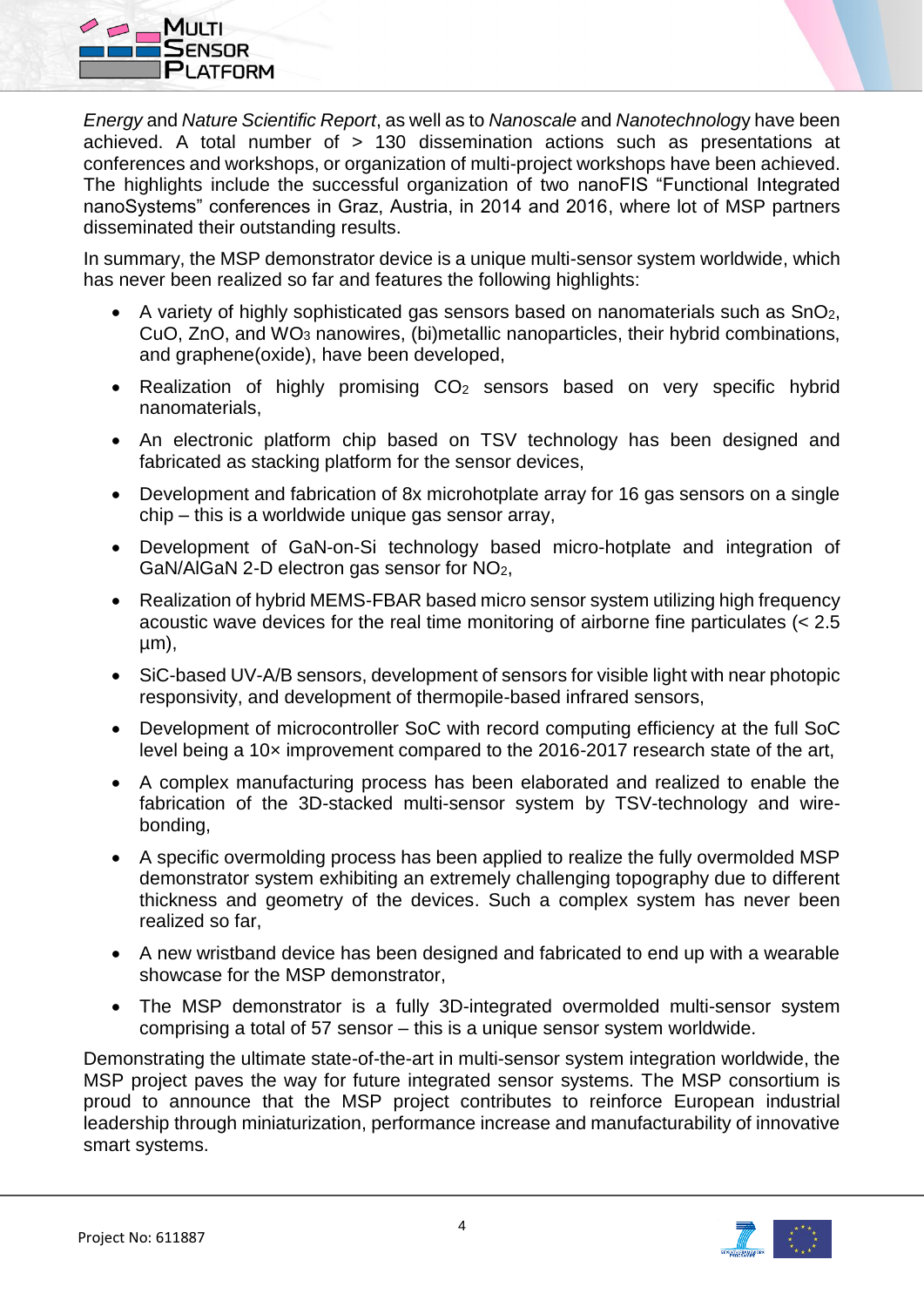*Energy* and *Nature Scientific Report*, as well as to *Nanoscale* and *Nanotechnology* have been achieved. A total number of > 130 dissemination actions such as presentations at conferences and workshops, or organization of multi-project workshops have been achieved. The highlights include the successful organization of two nanoFIS "Functional Integrated nanoSystems" conferences in Graz, Austria, in 2014 and 2016, where lot of MSP partners disseminated their outstanding results.

In summary, the MSP demonstrator device is a unique multi-sensor system worldwide, which has never been realized so far and features the following highlights:

- A variety of highly sophisticated gas sensors based on nanomaterials such as $SnO_2$, CuO, ZnO, and $WO_3$ nanowires, (bi)metallic nanoparticles, their hybrid combinations, and graphene(oxide), have been developed,
- Realization of highly promising $CO_2$ sensors based on very specific hybrid nanomaterials,
- An electronic platform chip based on TSV technology has been designed and fabricated as stacking platform for the sensor devices,
- Development and fabrication of 8x microhotplate array for 16 gas sensors on a single chip – this is a worldwide unique gas sensor array,
- Development of GaN-on-Si technology based micro-hotplate and integration of GaN/AlGaN 2-D electron gas sensor for $NO_2$,
- Realization of hybrid MEMS-FBAR based micro sensor system utilizing high frequency acoustic wave devices for the real time monitoring of airborne fine particulates (< 2.5 µm),
- SiC-based UV-A/B sensors, development of sensors for visible light with near photopic responsivity, and development of thermopile-based infrared sensors,
- Development of microcontroller SoC with record computing efficiency at the full SoC level being a 10× improvement compared to the 2016-2017 research state of the art,
- A complex manufacturing process has been elaborated and realized to enable the fabrication of the 3D-stacked multi-sensor system by TSV-technology and wire-bonding,
- A specific overmolding process has been applied to realize the fully overmolded MSP demonstrator system exhibiting an extremely challenging topography due to different thickness and geometry of the devices. Such a complex system has never been realized so far,
- A new wristband device has been designed and fabricated to end up with a wearable showcase for the MSP demonstrator,
- The MSP demonstrator is a fully 3D-integrated overmolded multi-sensor system comprising a total of 57 sensor – this is a unique sensor system worldwide.

Demonstrating the ultimate state-of-the-art in multi-sensor system integration worldwide, the MSP project paves the way for future integrated sensor systems. The MSP consortium is proud to announce that the MSP project contributes to reinforce European industrial leadership through miniaturization, performance increase and manufacturability of innovative smart systems.